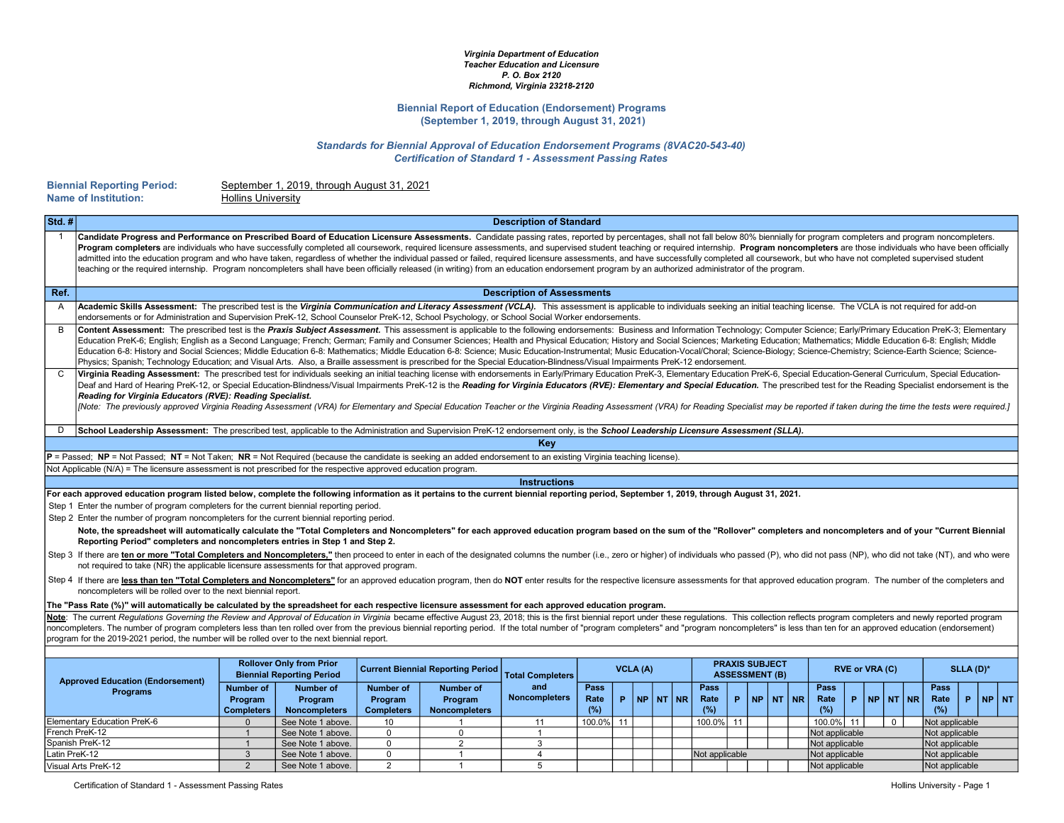*Virginia Department of Education*
*Teacher Education and Licensure*
*P. O. Box 2120*
*Richmond, Virginia 23218-2120*

## Biennial Report of Education (Endorsement) Programs
## (September 1, 2019, through August 31, 2021)

### *Standards for Biennial Approval of Education Endorsement Programs (8VAC20-543-40)*
### *Certification of Standard 1 - Assessment Passing Rates*

**Biennial Reporting Period:** September 1, 2019, through August 31, 2021
**Name of Institution:** Hollins University

| Std. # | Description of Standard |
|---|---|
| 1 | **Candidate Progress and Performance on Prescribed Board of Education Licensure Assessments.** Candidate passing rates, reported by percentages, shall not fall below 80% biennially for program completers and program noncompleters. **Program completers** are individuals who have successfully completed all coursework, required licensure assessments, and supervised student teaching or required internship. **Program noncompleters** are those individuals who have been officially admitted into the education program and who have taken, regardless of whether the individual passed or failed, required licensure assessments, and have successfully completed all coursework, but who have not completed supervised student teaching or the required internship. Program noncompleters shall have been officially released (in writing) from an education endorsement program by an authorized administrator of the program. |

| Ref. | Description of Assessments |
|---|---|
| A | **Academic Skills Assessment:** The prescribed test is the ***Virginia Communication and Literacy Assessment (VCLA).*** This assessment is applicable to individuals seeking an initial teaching license. The VCLA is not required for add-on endorsements or for Administration and Supervision PreK-12, School Counselor PreK-12, School Psychology, or School Social Worker endorsements. |
| B | **Content Assessment:** The prescribed test is the ***Praxis Subject Assessment.*** This assessment is applicable to the following endorsements: Business and Information Technology; Computer Science; Early/Primary Education PreK-3; Elementary Education PreK-6; English; English as a Second Language; French; German; Family and Consumer Sciences; Health and Physical Education; History and Social Sciences; Marketing Education; Mathematics; Middle Education 6-8: English; Middle Education 6-8: History and Social Sciences; Middle Education 6-8: Mathematics; Middle Education 6-8: Science; Music Education-Instrumental; Music Education-Vocal/Choral; Science-Biology; Science-Chemistry; Science-Earth Science; Science-Physics; Spanish; Technology Education; and Visual Arts. Also, a Braille assessment is prescribed for the Special Education-Blindness/Visual Impairments PreK-12 endorsement. |
| C | **Virginia Reading Assessment:** The prescribed test for individuals seeking an initial teaching license with endorsements in Early/Primary Education PreK-3, Elementary Education PreK-6, Special Education-General Curriculum, Special Education-Deaf and Hard of Hearing PreK-12, or Special Education-Blindness/Visual Impairments PreK-12 is the ***Reading for Virginia Educators (RVE): Elementary and Special Education.*** The prescribed test for the Reading Specialist endorsement is the ***Reading for Virginia Educators (RVE): Reading Specialist.*** *[Note: The previously approved Virginia Reading Assessment (VRA) for Elementary and Special Education Teacher or the Virginia Reading Assessment (VRA) for Reading Specialist may be reported if taken during the time the tests were required.]* |
| D | **School Leadership Assessment:** The prescribed test, applicable to the Administration and Supervision PreK-12 endorsement only, is the ***School Leadership Licensure Assessment (SLLA).*** |

**Key**

**P** = Passed; **NP** = Not Passed; **NT** = Not Taken; **NR** = Not Required (because the candidate is seeking an added endorsement to an existing Virginia teaching license).

Not Applicable (N/A) = The licensure assessment is not prescribed for the respective approved education program.

**Instructions**

**For each approved education program listed below, complete the following information as it pertains to the current biennial reporting period, September 1, 2019, through August 31, 2021.**

Step 1 Enter the number of program completers for the current biennial reporting period.

Step 2 Enter the number of program noncompleters for the current biennial reporting period.

**Note, the spreadsheet will automatically calculate the "Total Completers and Noncompleters" for each approved education program based on the sum of the "Rollover" completers and noncompleters and of your "Current Biennial Reporting Period" completers and noncompleters entries in Step 1 and Step 2.**

Step 3 If there are **ten or more "Total Completers and Noncompleters,"** then proceed to enter in each of the designated columns the number (i.e., zero or higher) of individuals who passed (P), who did not pass (NP), who did not take (NT), and who were not required to take (NR) the applicable licensure assessments for that approved program.

Step 4 If there are **less than ten "Total Completers and Noncompleters"** for an approved education program, then do **NOT** enter results for the respective licensure assessments for that approved education program. The number of the completers and noncompleters will be rolled over to the next biennial report.

**The "Pass Rate (%)" will automatically be calculated by the spreadsheet for each respective licensure assessment for each approved education program.**

**Note**: The current *Regulations Governing the Review and Approval of Education in Virginia* became effective August 23, 2018; this is the first biennial report under these regulations. This collection reflects program completers and newly reported program noncompleters. The number of program completers less than ten rolled over from the previous biennial reporting period. If the total number of "program completers" and "program noncompleters" is less than ten for an approved education (endorsement) program for the 2019-2021 period, the number will be rolled over to the next biennial report.

| Approved Education (Endorsement) Programs | Rollover Only from Prior Biennial Reporting Period | | Current Biennial Reporting Period | | Total Completers and Noncompleters | VCLA (A) | | | | | PRAXIS SUBJECT ASSESSMENT (B) | | | | | RVE or VRA (C) | | | | | SLLA (D)* | | | |
|---|---|---|---|---|---|---|---|---|---|---|---|---|---|---|---|---|---|---|---|---|---|---|---|---|
| | Number of Program Completers | Number of Program Noncompleters | Number of Program Completers | Number of Program Noncompleters | | Pass Rate (%) | P | NP | NT | NR | Pass Rate (%) | P | NP | NT | NR | Pass Rate (%) | P | NP | NT | NR | Pass Rate (%) | P | NP | NT |
| Elementary Education PreK-6 | 0 | See Note 1 above. | 10 | 1 | 11 | 100.0% | 11 | | | | 100.0% | 11 | | | | 100.0% | 11 | | 0 | | Not applicable | | | |
| French PreK-12 | 1 | See Note 1 above. | 0 | 0 | 1 | | | | | | | | | | | Not applicable | | | | | Not applicable | | | |
| Spanish PreK-12 | 1 | See Note 1 above. | 0 | 2 | 3 | | | | | | | | | | | Not applicable | | | | | Not applicable | | | |
| Latin PreK-12 | 3 | See Note 1 above. | 0 | 1 | 4 | | | | | | Not applicable | | | | | Not applicable | | | | | Not applicable | | | |
| Visual Arts PreK-12 | 2 | See Note 1 above. | 2 | 1 | 5 | | | | | | | | | | | Not applicable | | | | | Not applicable | | | |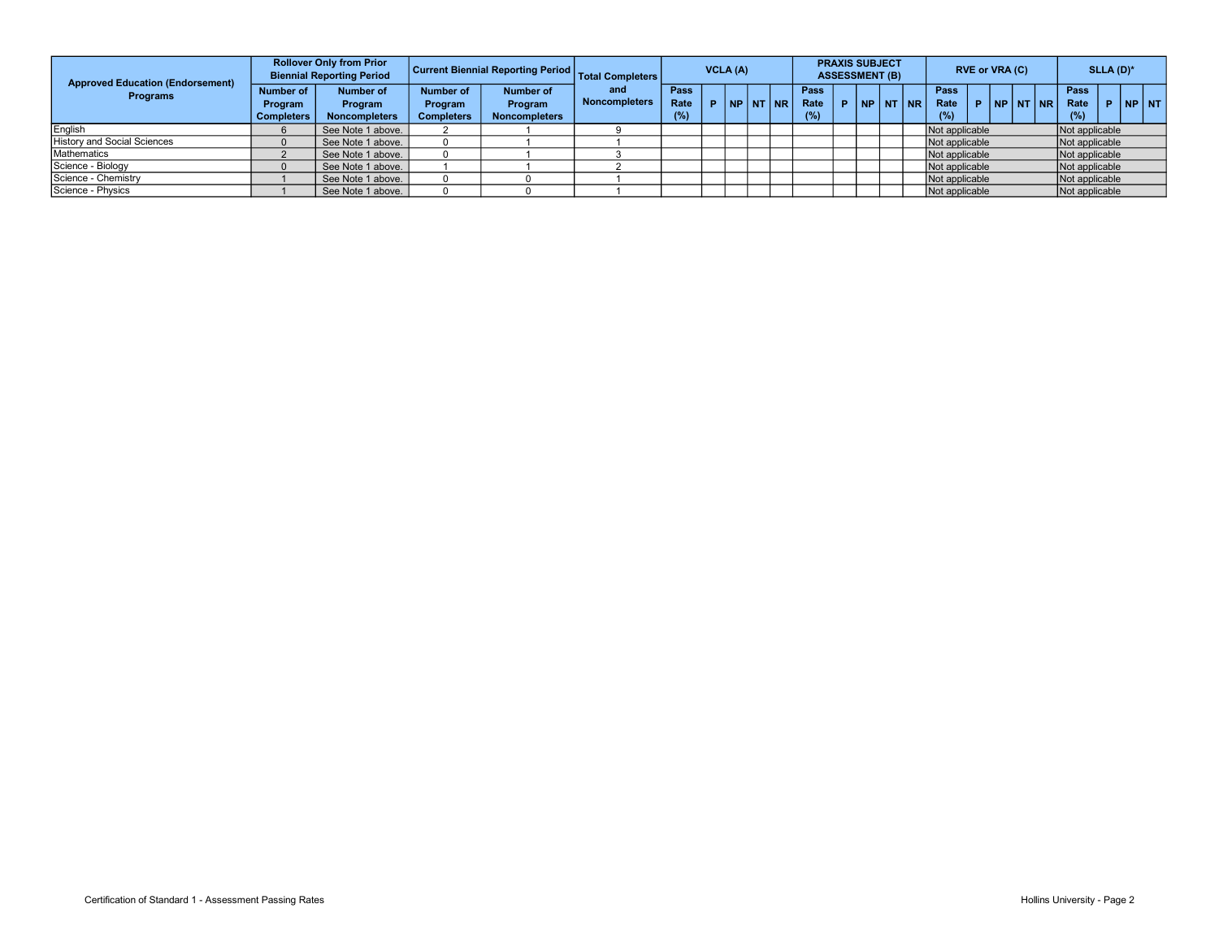| Approved Education (Endorsement) Programs | Rollover Only from Prior Biennial Reporting Period | | Current Biennial Reporting Period | | Total Completers and Noncompleters | VCLA (A) | | | | | PRAXIS SUBJECT ASSESSMENT (B) | | | | | RVE or VRA (C) | | | | | SLLA (D)* | | | |
|---|---|---|---|---|---|---|---|---|---|---|---|---|---|---|---|---|---|---|---|---|---|---|---|---|
| | Number of Program Completers | Number of Program Noncompleters | Number of Program Completers | Number of Program Noncompleters | | Pass Rate (%) | P | NP | NT | NR | Pass Rate (%) | P | NP | NT | NR | Pass Rate (%) | P | NP | NT | NR | Pass Rate (%) | P | NP | NT |
| English | 6 | See Note 1 above. | 2 | 1 | 9 | | | | | | | | | | | Not applicable | | | | | Not applicable | | | |
| History and Social Sciences | 0 | See Note 1 above. | 0 | 1 | 1 | | | | | | | | | | | Not applicable | | | | | Not applicable | | | |
| Mathematics | 2 | See Note 1 above. | 0 | 1 | 3 | | | | | | | | | | | Not applicable | | | | | Not applicable | | | |
| Science - Biology | 0 | See Note 1 above. | 1 | 1 | 2 | | | | | | | | | | | Not applicable | | | | | Not applicable | | | |
| Science - Chemistry | 1 | See Note 1 above. | 0 | 0 | 1 | | | | | | | | | | | Not applicable | | | | | Not applicable | | | |
| Science - Physics | 1 | See Note 1 above. | 0 | 0 | 1 | | | | | | | | | | | Not applicable | | | | | Not applicable | | | |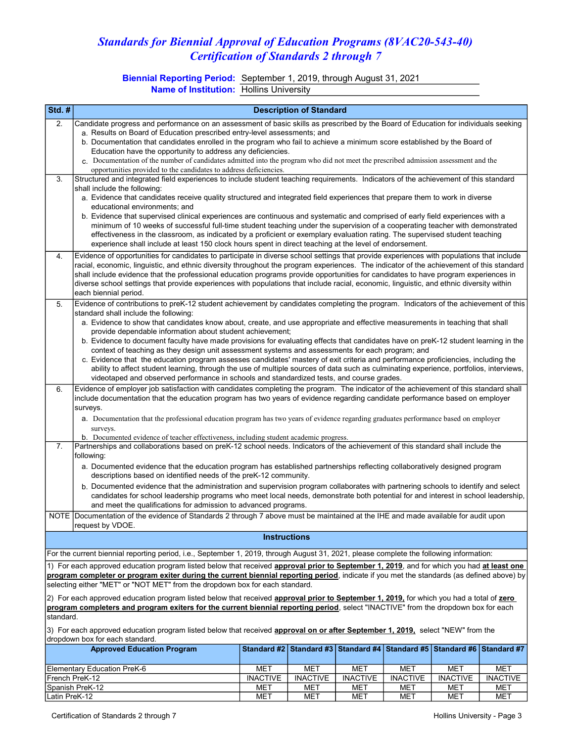# *Standards for Biennial Approval of Education Programs (8VAC20-543-40)*
## *Certification of Standards 2 through 7*

**Biennial Reporting Period:** September 1, 2019, through August 31, 2021
**Name of Institution:** Hollins University

| Std. # | Description of Standard |
|---|---|
| 2. | Candidate progress and performance on an assessment of basic skills as prescribed by the Board of Education for individuals seeking<br>a. Results on Board of Education prescribed entry-level assessments; and<br>b. Documentation that candidates enrolled in the program who fail to achieve a minimum score established by the Board of Education have the opportunity to address any deficiencies.<br>c. Documentation of the number of candidates admitted into the program who did not meet the prescribed admission assessment and the opportunities provided to the candidates to address deficiencies. |
| 3. | Structured and integrated field experiences to include student teaching requirements. Indicators of the achievement of this standard shall include the following:<br>a. Evidence that candidates receive quality structured and integrated field experiences that prepare them to work in diverse educational environments; and<br>b. Evidence that supervised clinical experiences are continuous and systematic and comprised of early field experiences with a minimum of 10 weeks of successful full-time student teaching under the supervision of a cooperating teacher with demonstrated effectiveness in the classroom, as indicated by a proficient or exemplary evaluation rating. The supervised student teaching experience shall include at least 150 clock hours spent in direct teaching at the level of endorsement. |
| 4. | Evidence of opportunities for candidates to participate in diverse school settings that provide experiences with populations that include racial, economic, linguistic, and ethnic diversity throughout the program experiences. The indicator of the achievement of this standard shall include evidence that the professional education programs provide opportunities for candidates to have program experiences in diverse school settings that provide experiences with populations that include racial, economic, linguistic, and ethnic diversity within each biennial period. |
| 5. | Evidence of contributions to preK-12 student achievement by candidates completing the program. Indicators of the achievement of this standard shall include the following:<br>a. Evidence to show that candidates know about, create, and use appropriate and effective measurements in teaching that shall provide dependable information about student achievement;<br>b. Evidence to document faculty have made provisions for evaluating effects that candidates have on preK-12 student learning in the context of teaching as they design unit assessment systems and assessments for each program; and<br>c. Evidence that the education program assesses candidates' mastery of exit criteria and performance proficiencies, including the ability to affect student learning, through the use of multiple sources of data such as culminating experience, portfolios, interviews, videotaped and observed performance in schools and standardized tests, and course grades. |
| 6. | Evidence of employer job satisfaction with candidates completing the program. The indicator of the achievement of this standard shall include documentation that the education program has two years of evidence regarding candidate performance based on employer surveys.<br>a. Documentation that the professional education program has two years of evidence regarding graduates performance based on employer surveys.<br>b. Documented evidence of teacher effectiveness, including student academic progress. |
| 7. | Partnerships and collaborations based on preK-12 school needs. Indicators of the achievement of this standard shall include the following:<br>a. Documented evidence that the education program has established partnerships reflecting collaboratively designed program descriptions based on identified needs of the preK-12 community.<br>b. Documented evidence that the administration and supervision program collaborates with partnering schools to identify and select candidates for school leadership programs who meet local needs, demonstrate both potential for and interest in school leadership, and meet the qualifications for admission to advanced programs. |
| NOTE | Documentation of the evidence of Standards 2 through 7 above must be maintained at the IHE and made available for audit upon request by VDOE. |

### Instructions

For the current biennial reporting period, i.e., September 1, 2019, through August 31, 2021, please complete the following information:

1) For each approved education program listed below that received **approval prior to September 1, 2019**, and for which you had **at least one program completer or program exiter during the current biennial reporting period**, indicate if you met the standards (as defined above) by selecting either "MET" or "NOT MET" from the dropdown box for each standard.

2) For each approved education program listed below that received **approval prior to September 1, 2019,** for which you had a total of **zero program completers and program exiters for the current biennial reporting period**, select "INACTIVE" from the dropdown box for each standard.

3) For each approved education program listed below that received **approval on or after September 1, 2019,** select "NEW" from the dropdown box for each standard.

| Approved Education Program | Standard #2 | Standard #3 | Standard #4 | Standard #5 | Standard #6 | Standard #7 |
|---|---|---|---|---|---|---|
| Elementary Education PreK-6 | MET | MET | MET | MET | MET | MET |
| French PreK-12 | INACTIVE | INACTIVE | INACTIVE | INACTIVE | INACTIVE | INACTIVE |
| Spanish PreK-12 | MET | MET | MET | MET | MET | MET |
| Latin PreK-12 | MET | MET | MET | MET | MET | MET |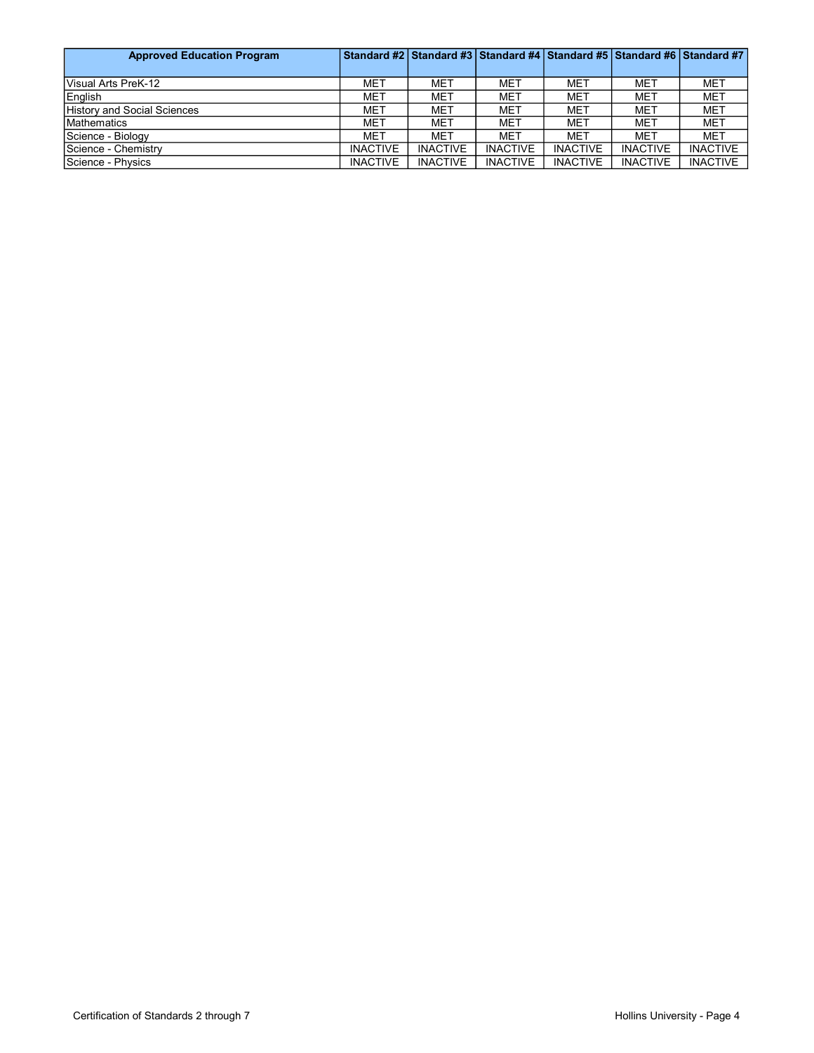| Approved Education Program | Standard #2 | Standard #3 | Standard #4 | Standard #5 | Standard #6 | Standard #7 |
|---|---|---|---|---|---|---|
| Visual Arts PreK-12 | MET | MET | MET | MET | MET | MET |
| English | MET | MET | MET | MET | MET | MET |
| History and Social Sciences | MET | MET | MET | MET | MET | MET |
| Mathematics | MET | MET | MET | MET | MET | MET |
| Science - Biology | MET | MET | MET | MET | MET | MET |
| Science - Chemistry | INACTIVE | INACTIVE | INACTIVE | INACTIVE | INACTIVE | INACTIVE |
| Science - Physics | INACTIVE | INACTIVE | INACTIVE | INACTIVE | INACTIVE | INACTIVE |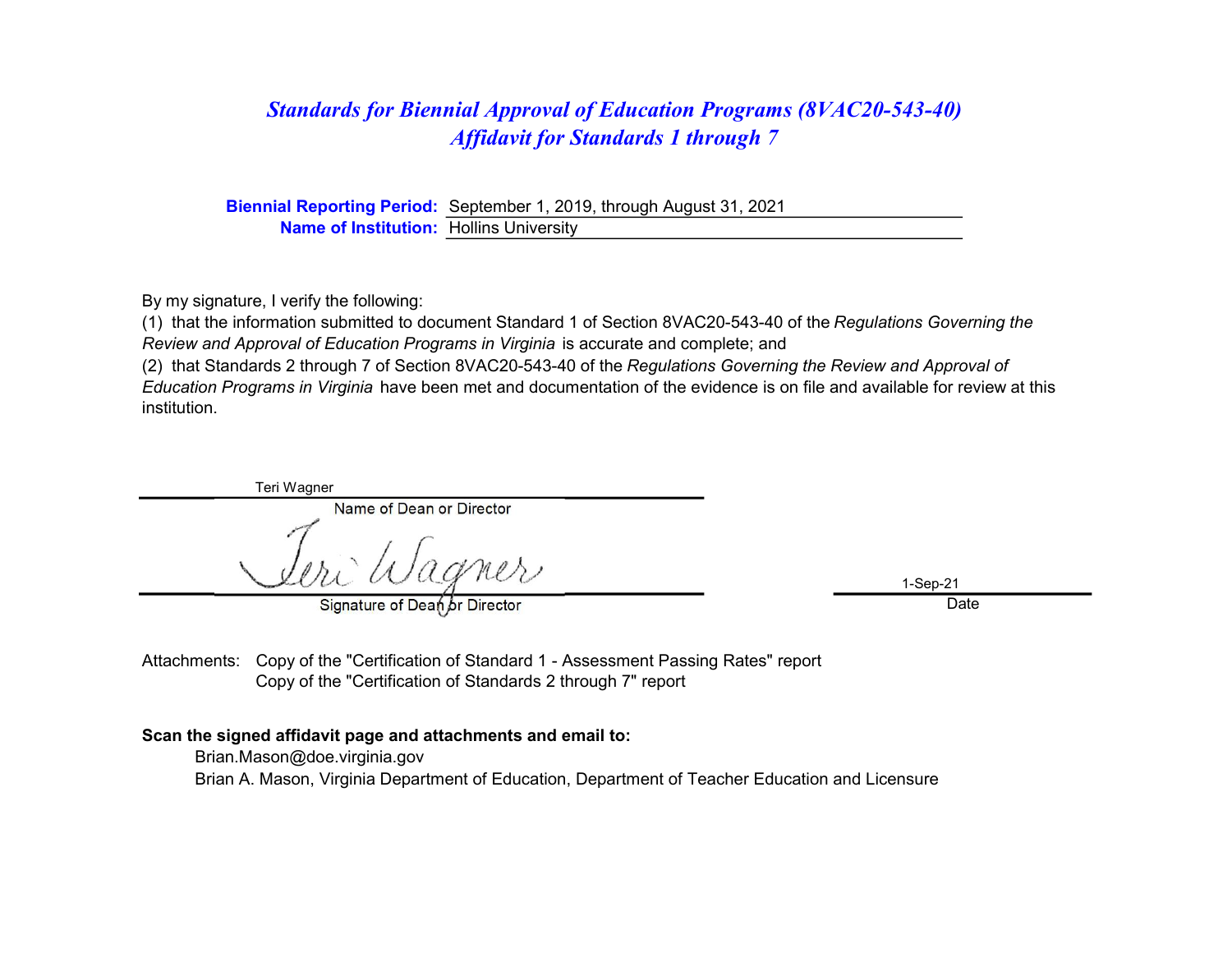# *Standards for Biennial Approval of Education Programs (8VAC20-543-40)*
## *Affidavit for Standards 1 through 7*

**Biennial Reporting Period:** September 1, 2019, through August 31, 2021

**Name of Institution:** Hollins University

By my signature, I verify the following:

(1) that the information submitted to document Standard 1 of Section 8VAC20-543-40 of the *Regulations Governing the Review and Approval of Education Programs in Virginia* is accurate and complete; and

(2) that Standards 2 through 7 of Section 8VAC20-543-40 of the *Regulations Governing the Review and Approval of Education Programs in Virginia* have been met and documentation of the evidence is on file and available for review at this institution.

Teri Wagner

Name of Dean or Director

Teri Wagner

Signature of Dean or Director

1-Sep-21

Date

Attachments: Copy of the "Certification of Standard 1 - Assessment Passing Rates" report
Copy of the "Certification of Standards 2 through 7" report

**Scan the signed affidavit page and attachments and email to:**

Brian.Mason@doe.virginia.gov

Brian A. Mason, Virginia Department of Education, Department of Teacher Education and Licensure